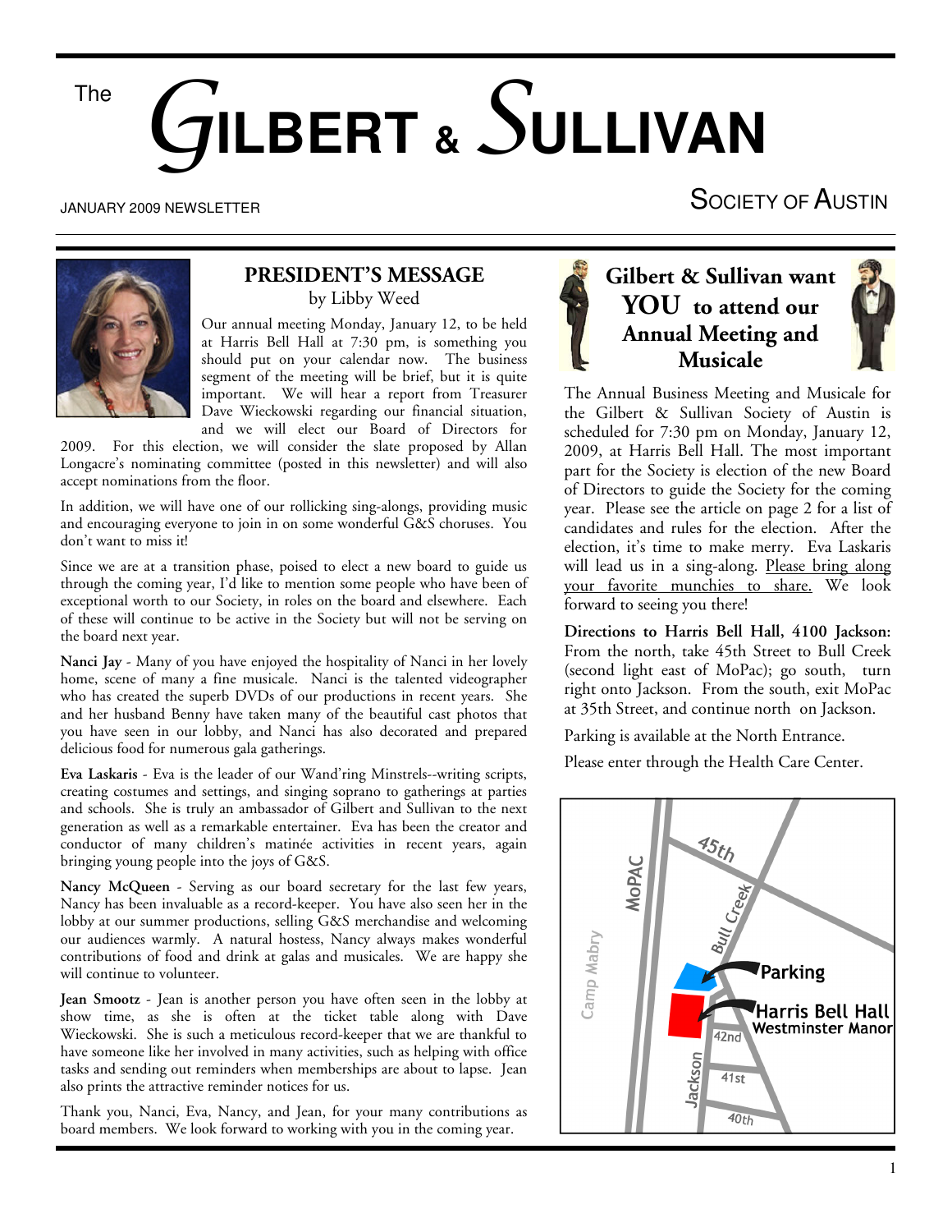# The GILBERT & SULLIVAN SOCIETY OF AUSTIN

JANUARY 2009 NEWSLETTER

## PRESIDENT'S MESSAGE

by Libby Weed

Our annual meeting Monday, January 12, to be held at Harris Bell Hall at 7:30 pm, is something you should put on your calendar now. The business segment of the meeting will be brief, but it is quite important. We will hear a report from Treasurer Dave Wieckowski regarding our financial situation, and we will elect our Board of Directors for 2009. For this election, we will consider the slate proposed by Allan Longacre's nominating committee (posted in this newsletter) and will also accept nominations from the floor.

In addition, we will have one of our rollicking sing-alongs, providing music and encouraging everyone to join in on some wonderful G&S choruses. You don't want to miss it!

Since we are at a transition phase, poised to elect a new board to guide us through the coming year, I'd like to mention some people who have been of exceptional worth to our Society, in roles on the board and elsewhere. Each of these will continue to be active in the Society but will not be serving on the board next year.

**Nanci Jay** - Many of you have enjoyed the hospitality of Nanci in her lovely home, scene of many a fine musicale. Nanci is the talented videographer who has created the superb DVDs of our productions in recent years. She and her husband Benny have taken many of the beautiful cast photos that you have seen in our lobby, and Nanci has also decorated and prepared delicious food for numerous gala gatherings.

**Eva Laskaris** - Eva is the leader of our Wand'ring Minstrels--writing scripts, creating costumes and settings, and singing soprano to gatherings at parties and schools. She is truly an ambassador of Gilbert and Sullivan to the next generation as well as a remarkable entertainer. Eva has been the creator and conductor of many children's matinée activities in recent years, again bringing young people into the joys of G&S.

**Nancy McQueen** - Serving as our board secretary for the last few years, Nancy has been invaluable as a record-keeper. You have also seen her in the lobby at our summer productions, selling G&S merchandise and welcoming our audiences warmly. A natural hostess, Nancy always makes wonderful contributions of food and drink at galas and musicales. We are happy she will continue to volunteer.

**Jean Smootz** - Jean is another person you have often seen in the lobby at show time, as she is often at the ticket table along with Dave Wieckowski. She is such a meticulous record-keeper that we are thankful to have someone like her involved in many activities, such as helping with office tasks and sending out reminders when memberships are about to lapse. Jean also prints the attractive reminder notices for us.

Thank you, Nanci, Eva, Nancy, and Jean, for your many contributions as board members. We look forward to working with you in the coming year.

## Gilbert & Sullivan want YOU to attend our Annual Meeting and Musicale

The Annual Business Meeting and Musicale for the Gilbert & Sullivan Society of Austin is scheduled for 7:30 pm on Monday, January 12, 2009, at Harris Bell Hall. The most important part for the Society is election of the new Board of Directors to guide the Society for the coming year. Please see the article on page 2 for a list of candidates and rules for the election. After the election, it's time to make merry. Eva Laskaris will lead us in a sing-along. Please bring along your favorite munchies to share. We look forward to seeing you there!

**Directions to Harris Bell Hall, 4100 Jackson:** From the north, take 45th Street to Bull Creek (second light east of MoPac); go south, turn right onto Jackson. From the south, exit MoPac at 35th Street, and continue north on Jackson.

Parking is available at the North Entrance.

Please enter through the Health Care Center.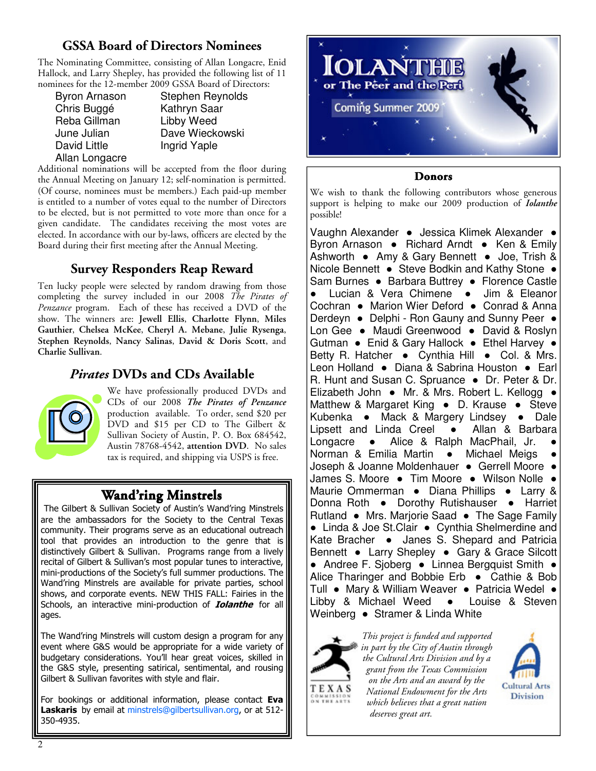## GSSA Board of Directors Nominees

The Nominating Committee, consisting of Allan Longacre, Enid Hallock, and Larry Shepley, has provided the following list of 11 nominees for the 12-member 2009 GSSA Board of Directors:

| | |
|---|---|
| Byron Arnason | Stephen Reynolds |
| Chris Buggé | Kathryn Saar |
| Reba Gillman | Libby Weed |
| June Julian | Dave Wieckowski |
| David Little | Ingrid Yaple |
| Allan Longacre | |

Additional nominations will be accepted from the floor during the Annual Meeting on January 12; self-nomination is permitted. (Of course, nominees must be members.) Each paid-up member is entitled to a number of votes equal to the number of Directors to be elected, but is not permitted to vote more than once for a given candidate. The candidates receiving the most votes are elected. In accordance with our by-laws, officers are elected by the Board during their first meeting after the Annual Meeting.

## Survey Responders Reap Reward

Ten lucky people were selected by random drawing from those completing the survey included in our 2008 *The Pirates of Penzance* program. Each of these has received a DVD of the show. The winners are: **Jewell Ellis**, **Charlotte Flynn**, **Miles Gauthier**, **Chelsea McKee**, **Cheryl A. Mebane**, **Julie Rysenga**, **Stephen Reynolds**, **Nancy Salinas**, **David & Doris Scott**, and **Charlie Sullivan**.

## *Pirates* DVDs and CDs Available

We have professionally produced DVDs and CDs of our 2008 ***The Pirates of Penzance*** production available. To order, send $20 per DVD and $15 per CD to The Gilbert & Sullivan Society of Austin, P. O. Box 684542, Austin 78768-4542, **attention DVD**. No sales tax is required, and shipping via USPS is free.

## Wand'ring Minstrels

The Gilbert & Sullivan Society of Austin's Wand'ring Minstrels are the ambassadors for the Society to the Central Texas community. Their programs serve as an educational outreach tool that provides an introduction to the genre that is distinctively Gilbert & Sullivan. Programs range from a lively recital of Gilbert & Sullivan's most popular tunes to interactive, mini-productions of the Society's full summer productions. The Wand'ring Minstrels are available for private parties, school shows, and corporate events. NEW THIS FALL: Fairies in the Schools, an interactive mini-production of ***Iolanthe*** for all ages.

The Wand'ring Minstrels will custom design a program for any event where G&S would be appropriate for a wide variety of budgetary considerations. You'll hear great voices, skilled in the G&S style, presenting satirical, sentimental, and rousing Gilbert & Sullivan favorites with style and flair.

For bookings or additional information, please contact **Eva Laskaris** by email at minstrels@gilbertsullivan.org, or at 512-350-4935.

# IOLANTHE
### or The Peer and the Peri
Coming Summer 2009

## Donors

We wish to thank the following contributors whose generous support is helping to make our 2009 production of ***Iolanthe*** possible!

Vaughn Alexander • Jessica Klimek Alexander • Byron Arnason • Richard Arndt • Ken & Emily Ashworth • Amy & Gary Bennett • Joe, Trish & Nicole Bennett • Steve Bodkin and Kathy Stone • Sam Burnes • Barbara Buttrey • Florence Castle • Lucian & Vera Chimene • Jim & Eleanor Cochran • Marion Wier Deford • Conrad & Anna Derdeyn • Delphi - Ron Gauny and Sunny Peer • Lon Gee • Maudi Greenwood • David & Roslyn Gutman • Enid & Gary Hallock • Ethel Harvey • Betty R. Hatcher • Cynthia Hill • Col. & Mrs. Leon Holland • Diana & Sabrina Houston • Earl R. Hunt and Susan C. Spruance • Dr. Peter & Dr. Elizabeth John • Mr. & Mrs. Robert L. Kellogg • Matthew & Margaret King • D. Krause • Steve Kubenka • Mack & Margery Lindsey • Dale Lipsett and Linda Creel • Allan & Barbara Longacre • Alice & Ralph MacPhail, Jr. • Norman & Emilia Martin • Michael Meigs • Joseph & Joanne Moldenhauer • Gerrell Moore • James S. Moore • Tim Moore • Wilson Nolle • Maurie Ommerman • Diana Phillips • Larry & Donna Roth • Dorothy Rutishauser • Harriet Rutland • Mrs. Marjorie Saad • The Sage Family • Linda & Joe St.Clair • Cynthia Shelmerdine and Kate Bracher • Janes S. Shepard and Patricia Bennett • Larry Shepley • Gary & Grace Silcott • Andree F. Sjoberg • Linnea Bergquist Smith • Alice Tharinger and Bobbie Erb • Cathie & Bob Tull • Mary & William Weaver • Patricia Wedel • Libby & Michael Weed • Louise & Steven Weinberg • Stramer & Linda White

*This project is funded and supported in part by the City of Austin through the Cultural Arts Division and by a grant from the Texas Commission on the Arts and an award by the National Endowment for the Arts which believes that a great nation deserves great art.*

TEXAS COMMISSION ON THE ARTS

Cultural Arts Division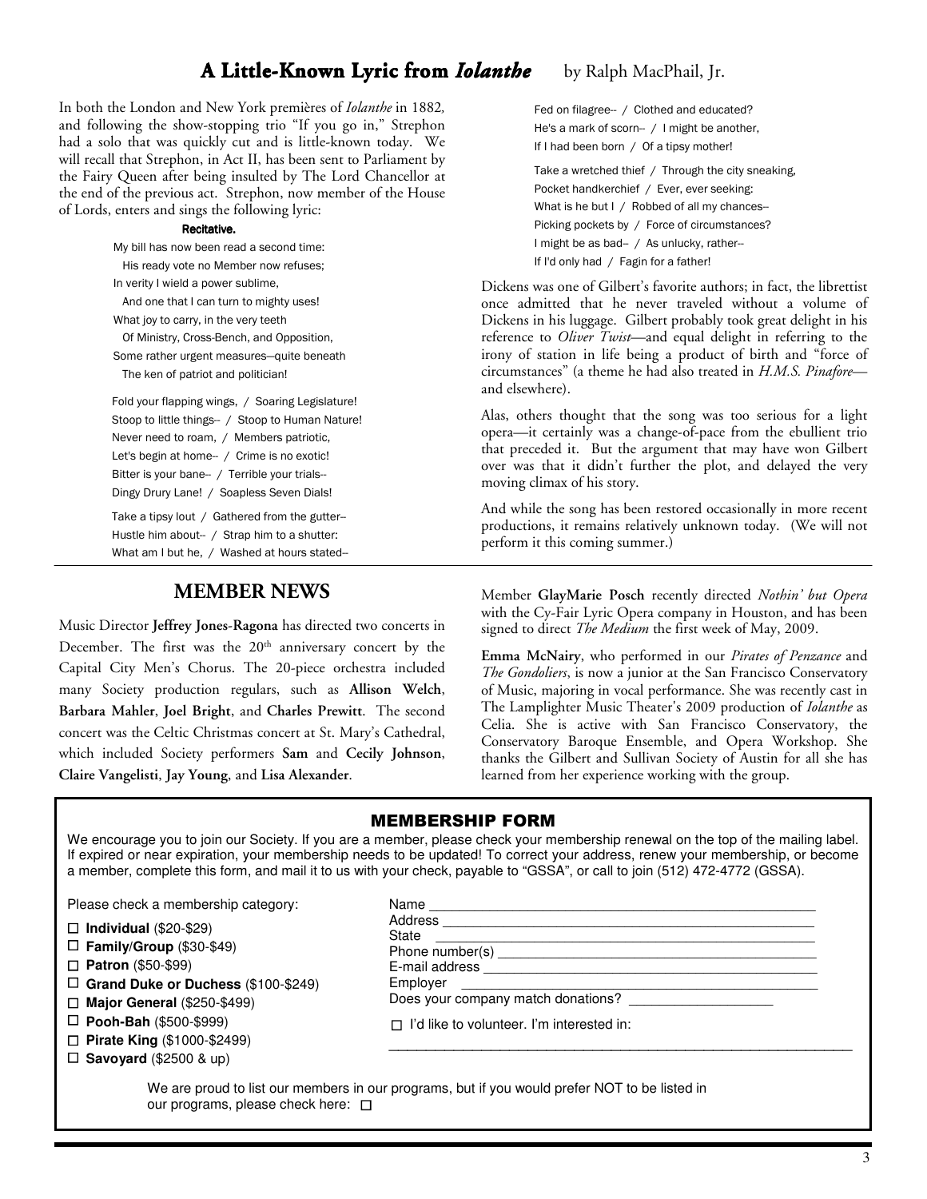## A Little-Known Lyric from *Iolanthe* by Ralph MacPhail, Jr.

In both the London and New York premières of *Iolanthe* in 1882, and following the show-stopping trio "If you go in," Strephon had a solo that was quickly cut and is little-known today. We will recall that Strephon, in Act II, has been sent to Parliament by the Fairy Queen after being insulted by The Lord Chancellor at the end of the previous act. Strephon, now member of the House of Lords, enters and sings the following lyric:

**Recitative.**

My bill has now been read a second time:
His ready vote no Member now refuses;
In verity I wield a power sublime,
And one that I can turn to mighty uses!
What joy to carry, in the very teeth
Of Ministry, Cross-Bench, and Opposition,
Some rather urgent measures—quite beneath
The ken of patriot and politician!

Fold your flapping wings, / Soaring Legislature!
Stoop to little things-- / Stoop to Human Nature!
Never need to roam, / Members patriotic,
Let's begin at home-- / Crime is no exotic!
Bitter is your bane-- / Terrible your trials--
Dingy Drury Lane! / Soapless Seven Dials!

Take a tipsy lout / Gathered from the gutter--
Hustle him about-- / Strap him to a shutter:
What am I but he, / Washed at hours stated--
Fed on filagree-- / Clothed and educated?
He's a mark of scorn-- / I might be another,
If I had been born / Of a tipsy mother!

Take a wretched thief / Through the city sneaking,
Pocket handkerchief / Ever, ever seeking:
What is he but I / Robbed of all my chances--
Picking pockets by / Force of circumstances?
I might be as bad-- / As unlucky, rather--
If I'd only had / Fagin for a father!

Dickens was one of Gilbert's favorite authors; in fact, the librettist once admitted that he never traveled without a volume of Dickens in his luggage. Gilbert probably took great delight in his reference to *Oliver Twist*—and equal delight in referring to the irony of station in life being a product of birth and "force of circumstances" (a theme he had also treated in *H.M.S. Pinafore*—and elsewhere).

Alas, others thought that the song was too serious for a light opera—it certainly was a change-of-pace from the ebullient trio that preceded it. But the argument that may have won Gilbert over was that it didn't further the plot, and delayed the very moving climax of his story.

And while the song has been restored occasionally in more recent productions, it remains relatively unknown today. (We will not perform it this coming summer.)

## MEMBER NEWS

Music Director **Jeffrey Jones-Ragona** has directed two concerts in December. The first was the 20th anniversary concert by the Capital City Men's Chorus. The 20-piece orchestra included many Society production regulars, such as **Allison Welch**, **Barbara Mahler**, **Joel Bright**, and **Charles Prewitt**. The second concert was the Celtic Christmas concert at St. Mary's Cathedral, which included Society performers **Sam** and **Cecily Johnson**, **Claire Vangelisti**, **Jay Young**, and **Lisa Alexander**.

Member **GlayMarie Posch** recently directed *Nothin' but Opera* with the Cy-Fair Lyric Opera company in Houston, and has been signed to direct *The Medium* the first week of May, 2009.

**Emma McNairy**, who performed in our *Pirates of Penzance* and *The Gondoliers*, is now a junior at the San Francisco Conservatory of Music, majoring in vocal performance. She was recently cast in The Lamplighter Music Theater's 2009 production of *Iolanthe* as Celia. She is active with San Francisco Conservatory, the Conservatory Baroque Ensemble, and Opera Workshop. She thanks the Gilbert and Sullivan Society of Austin for all she has learned from her experience working with the group.

## MEMBERSHIP FORM

We encourage you to join our Society. If you are a member, please check your membership renewal on the top of the mailing label. If expired or near expiration, your membership needs to be updated! To correct your address, renew your membership, or become a member, complete this form, and mail it to us with your check, payable to "GSSA", or call to join (512) 472-4772 (GSSA).

Please check a membership category:

- ☐ **Individual** ($20-$29)
- ☐ **Family/Group** ($30-$49)
- ☐ **Patron** ($50-$99)
- ☐ **Grand Duke or Duchess** ($100-$249)
- ☐ **Major General** ($250-$499)
- ☐ **Pooh-Bah** ($500-$999)
- ☐ **Pirate King** ($1000-$2499)
- ☐ **Savoyard** ($2500 & up)

Name ______________________________
Address ______________________________
State ______________________________
Phone number(s) ______________________________
E-mail address ______________________________
Employer ______________________________
Does your company match donations? ______________

☐ I'd like to volunteer. I'm interested in:
______________________________

We are proud to list our members in our programs, but if you would prefer NOT to be listed in our programs, please check here: ☐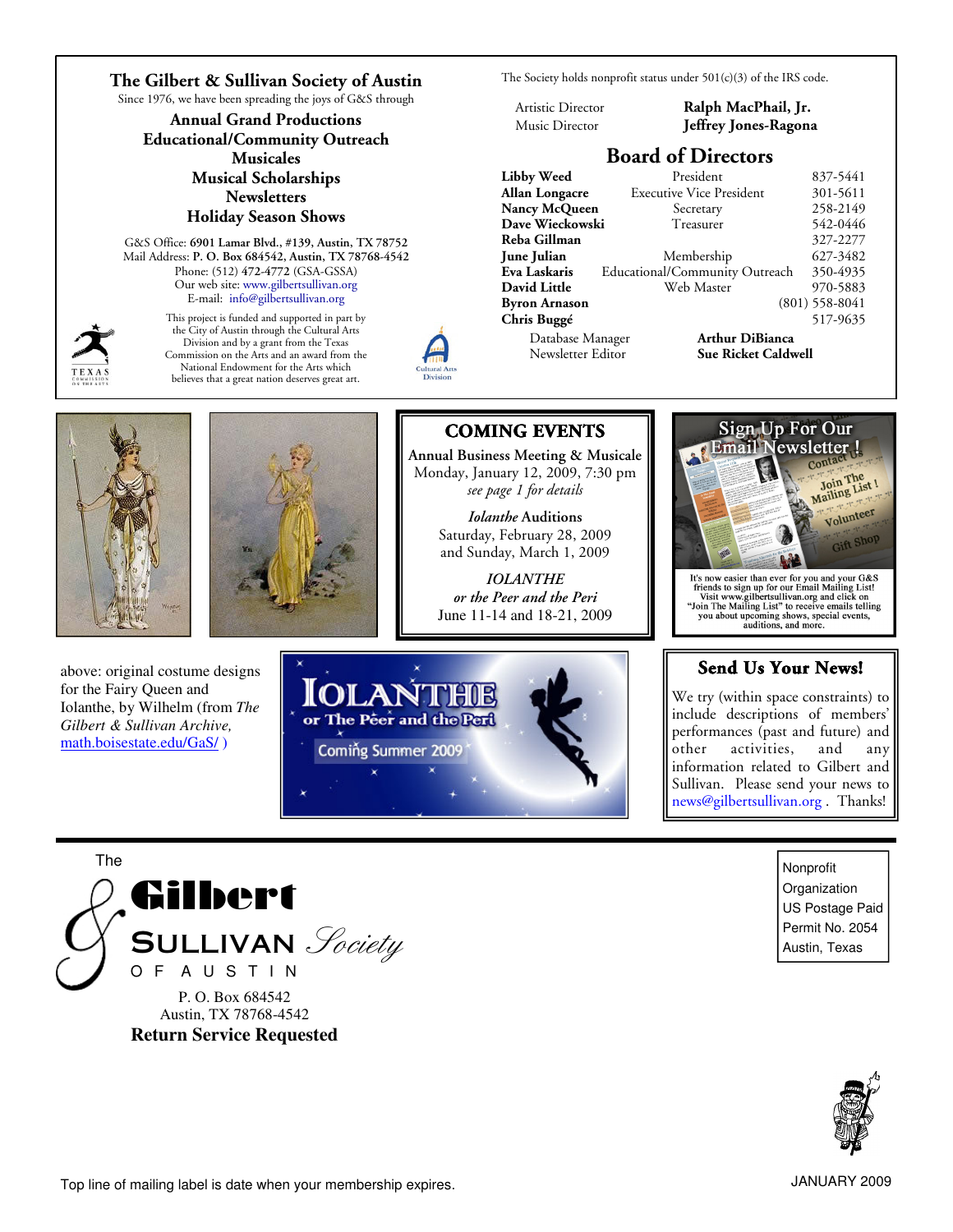## The Gilbert & Sullivan Society of Austin

Since 1976, we have been spreading the joys of G&S through

**Annual Grand Productions**
**Educational/Community Outreach**
**Musicales**
**Musical Scholarships**
**Newsletters**
**Holiday Season Shows**

G&S Office: **6901 Lamar Blvd., #139, Austin, TX 78752**
Mail Address: **P. O. Box 684542, Austin, TX 78768-4542**
Phone: (512) 472-4772 (GSA-GSSA)
Our web site: www.gilbertsullivan.org
E-mail: info@gilbertsullivan.org

This project is funded and supported in part by the City of Austin through the Cultural Arts Division and by a grant from the Texas Commission on the Arts and an award from the National Endowment for the Arts which believes that a great nation deserves great art.

The Society holds nonprofit status under 501(c)(3) of the IRS code.

| | |
|---|---|
| Artistic Director | **Ralph MacPhail, Jr.** |
| Music Director | **Jeffrey Jones-Ragona** |

### Board of Directors

| | | |
|---|---|---|
| **Libby Weed** | President | 837-5441 |
| **Allan Longacre** | Executive Vice President | 301-5611 |
| **Nancy McQueen** | Secretary | 258-2149 |
| **Dave Wieckowski** | Treasurer | 542-0446 |
| **Reba Gillman** | | 327-2277 |
| **June Julian** | Membership | 627-3482 |
| **Eva Laskaris** | Educational/Community Outreach | 350-4935 |
| **David Little** | Web Master | 970-5883 |
| **Byron Arnason** | | (801) 558-8041 |
| **Chris Buggé** | | 517-9635 |

| | |
|---|---|
| Database Manager | **Arthur DiBianca** |
| Newsletter Editor | **Sue Ricket Caldwell** |

above: original costume designs for the Fairy Queen and Iolanthe, by Wilhelm (from *The Gilbert & Sullivan Archive,* math.boisestate.edu/GaS/ )

### COMING EVENTS

**Annual Business Meeting & Musicale**
Monday, January 12, 2009, 7:30 pm
*see page 1 for details*

***Iolanthe* Auditions**
Saturday, February 28, 2009
and Sunday, March 1, 2009

*IOLANTHE*
*or the Peer and the Peri*
June 11-14 and 18-21, 2009

### Sign Up For Our Email Newsletter !

It's now easier than ever for you and your G&S friends to sign up for our Email Mailing List! Visit www.gilbertsullivan.org and click on "Join The Mailing List" to receive emails telling you about upcoming shows, special events, auditions, and more.

IOLANTHE or The Peer and the Peri
Coming Summer 2009

### Send Us Your News!

We try (within space constraints) to include descriptions of members' performances (past and future) and other activities, and any information related to Gilbert and Sullivan. Please send your news to news@gilbertsullivan.org . Thanks!

The Gilbert & Sullivan Society of Austin
P. O. Box 684542
Austin, TX 78768-4542
**Return Service Requested**

Nonprofit Organization
US Postage Paid
Permit No. 2054
Austin, Texas

Top line of mailing label is date when your membership expires.

JANUARY 2009